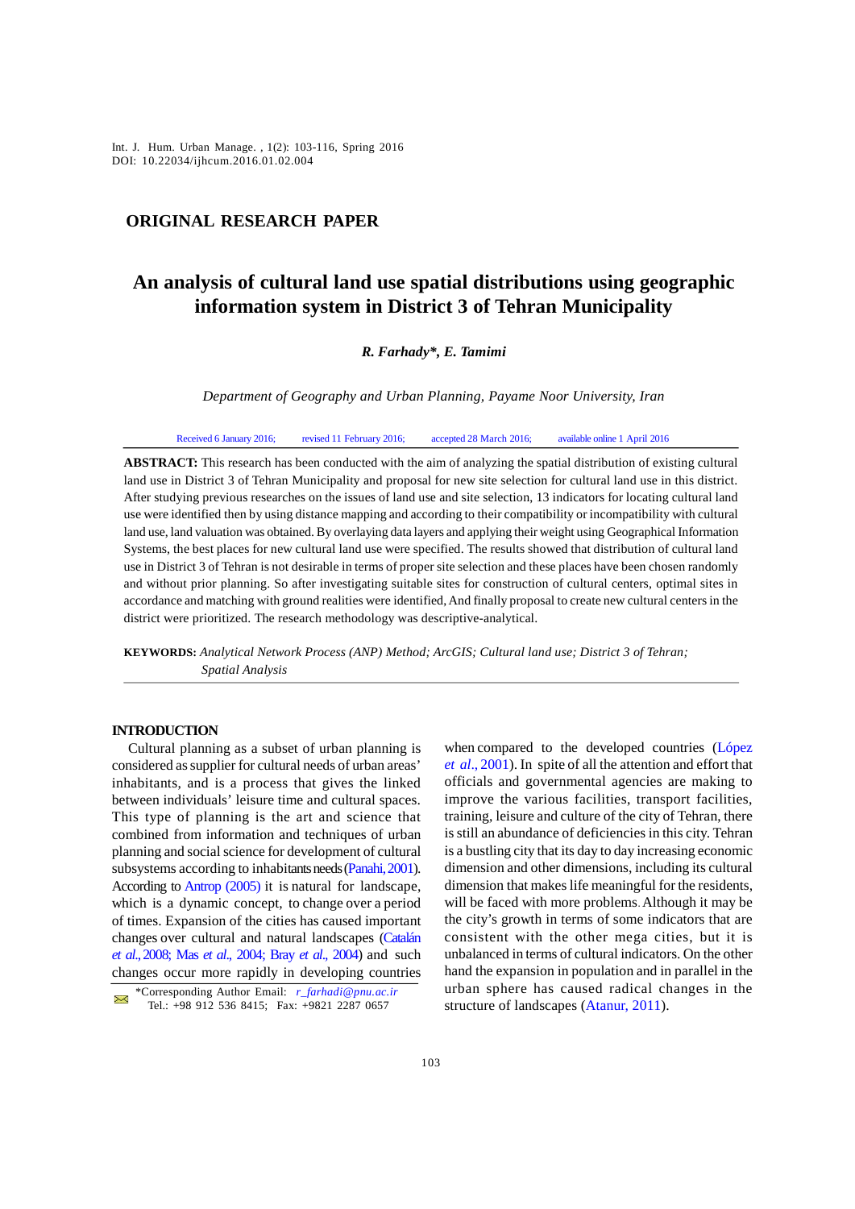Int. J. Hum. Urban Manage. , 1(2): 103-116, Spring 2016
DOI: 10.22034/ijhcum.2016.01.02.004

**ORIGINAL RESEARCH PAPER**

# An analysis of cultural land use spatial distributions using geographic information system in District 3 of Tehran Municipality

***R. Farhady\*, E. Tamimi***

*Department of Geography and Urban Planning, Payame Noor University, Iran*

Received 6 January 2016; revised 11 February 2016; accepted 28 March 2016; available online 1 April 2016

**ABSTRACT:** This research has been conducted with the aim of analyzing the spatial distribution of existing cultural land use in District 3 of Tehran Municipality and proposal for new site selection for cultural land use in this district. After studying previous researches on the issues of land use and site selection, 13 indicators for locating cultural land use were identified then by using distance mapping and according to their compatibility or incompatibility with cultural land use, land valuation was obtained. By overlaying data layers and applying their weight using Geographical Information Systems, the best places for new cultural land use were specified. The results showed that distribution of cultural land use in District 3 of Tehran is not desirable in terms of proper site selection and these places have been chosen randomly and without prior planning. So after investigating suitable sites for construction of cultural centers, optimal sites in accordance and matching with ground realities were identified, And finally proposal to create new cultural centers in the district were prioritized. The research methodology was descriptive-analytical.

**KEYWORDS:** *Analytical Network Process (ANP) Method; ArcGIS; Cultural land use; District 3 of Tehran; Spatial Analysis*

## INTRODUCTION

Cultural planning as a subset of urban planning is considered as supplier for cultural needs of urban areas' inhabitants, and is a process that gives the linked between individuals' leisure time and cultural spaces. This type of planning is the art and science that combined from information and techniques of urban planning and social science for development of cultural subsystems according to inhabitants needs (Panahi, 2001). According to Antrop (2005) it is natural for landscape, which is a dynamic concept, to change over a period of times. Expansion of the cities has caused important changes over cultural and natural landscapes (Catalán *et al.*, 2008; Mas *et al.*, 2004; Bray *et al.*, 2004) and such changes occur more rapidly in developing countries when compared to the developed countries (López *et al.*, 2001). In spite of all the attention and effort that officials and governmental agencies are making to improve the various facilities, transport facilities, training, leisure and culture of the city of Tehran, there is still an abundance of deficiencies in this city. Tehran is a bustling city that its day to day increasing economic dimension and other dimensions, including its cultural dimension that makes life meaningful for the residents, will be faced with more problems. Although it may be the city's growth in terms of some indicators that are consistent with the other mega cities, but it is unbalanced in terms of cultural indicators. On the other hand the expansion in population and in parallel in the urban sphere has caused radical changes in the structure of landscapes (Atanur, 2011).

\*Corresponding Author Email: *r_farhadi@pnu.ac.ir*
Tel.: +98 912 536 8415; Fax: +9821 2287 0657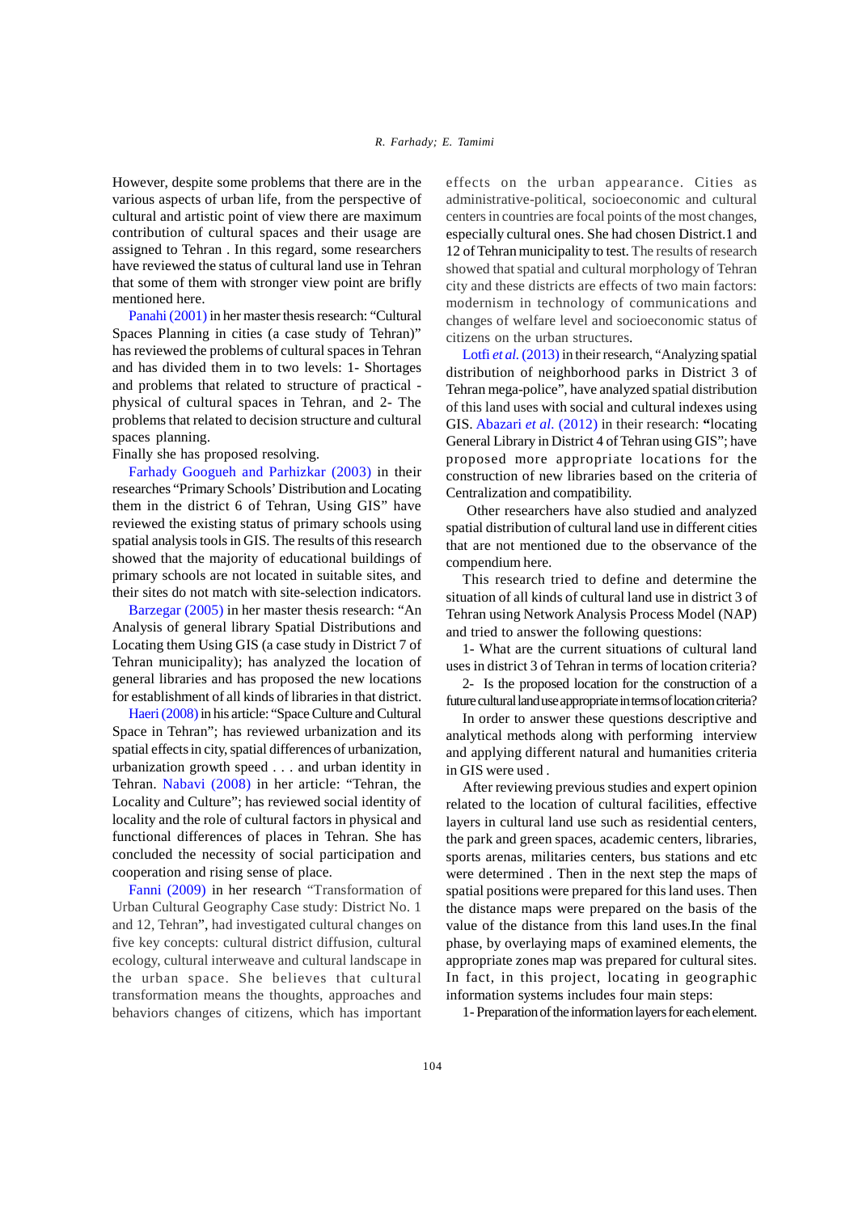However, despite some problems that there are in the various aspects of urban life, from the perspective of cultural and artistic point of view there are maximum contribution of cultural spaces and their usage are assigned to Tehran . In this regard, some researchers have reviewed the status of cultural land use in Tehran that some of them with stronger view point are brifly mentioned here.

Panahi (2001) in her master thesis research: "Cultural Spaces Planning in cities (a case study of Tehran)" has reviewed the problems of cultural spaces in Tehran and has divided them in to two levels: 1- Shortages and problems that related to structure of practical - physical of cultural spaces in Tehran, and 2- The problems that related to decision structure and cultural spaces planning.

Finally she has proposed resolving.

Farhady Googueh and Parhizkar (2003) in their researches "Primary Schools' Distribution and Locating them in the district 6 of Tehran, Using GIS" have reviewed the existing status of primary schools using spatial analysis tools in GIS. The results of this research showed that the majority of educational buildings of primary schools are not located in suitable sites, and their sites do not match with site-selection indicators.

Barzegar (2005) in her master thesis research: "An Analysis of general library Spatial Distributions and Locating them Using GIS (a case study in District 7 of Tehran municipality); has analyzed the location of general libraries and has proposed the new locations for establishment of all kinds of libraries in that district.

Haeri (2008) in his article: "Space Culture and Cultural Space in Tehran"; has reviewed urbanization and its spatial effects in city, spatial differences of urbanization, urbanization growth speed . . . and urban identity in Tehran. Nabavi (2008) in her article: "Tehran, the Locality and Culture"; has reviewed social identity of locality and the role of cultural factors in physical and functional differences of places in Tehran. She has concluded the necessity of social participation and cooperation and rising sense of place.

Fanni (2009) in her research "Transformation of Urban Cultural Geography Case study: District No. 1 and 12, Tehran", had investigated cultural changes on five key concepts: cultural district diffusion, cultural ecology, cultural interweave and cultural landscape in the urban space. She believes that cultural transformation means the thoughts, approaches and behaviors changes of citizens, which has important effects on the urban appearance. Cities as administrative-political, socioeconomic and cultural centers in countries are focal points of the most changes, especially cultural ones. She had chosen District.1 and 12 of Tehran municipality to test. The results of research showed that spatial and cultural morphology of Tehran city and these districts are effects of two main factors: modernism in technology of communications and changes of welfare level and socioeconomic status of citizens on the urban structures.

Lotfi *et al.* (2013) in their research, "Analyzing spatial distribution of neighborhood parks in District 3 of Tehran mega-police", have analyzed spatial distribution of this land uses with social and cultural indexes using GIS. Abazari *et al.* (2012) in their research: **"**locating General Library in District 4 of Tehran using GIS"; have proposed more appropriate locations for the construction of new libraries based on the criteria of Centralization and compatibility.

Other researchers have also studied and analyzed spatial distribution of cultural land use in different cities that are not mentioned due to the observance of the compendium here.

This research tried to define and determine the situation of all kinds of cultural land use in district 3 of Tehran using Network Analysis Process Model (NAP) and tried to answer the following questions:

1- What are the current situations of cultural land uses in district 3 of Tehran in terms of location criteria?

2- Is the proposed location for the construction of a future cultural land use appropriate in terms of location criteria?

In order to answer these questions descriptive and analytical methods along with performing interview and applying different natural and humanities criteria in GIS were used .

After reviewing previous studies and expert opinion related to the location of cultural facilities, effective layers in cultural land use such as residential centers, the park and green spaces, academic centers, libraries, sports arenas, militaries centers, bus stations and etc were determined . Then in the next step the maps of spatial positions were prepared for this land uses. Then the distance maps were prepared on the basis of the value of the distance from this land uses.In the final phase, by overlaying maps of examined elements, the appropriate zones map was prepared for cultural sites. In fact, in this project, locating in geographic information systems includes four main steps:

1- Preparation of the information layers for each element.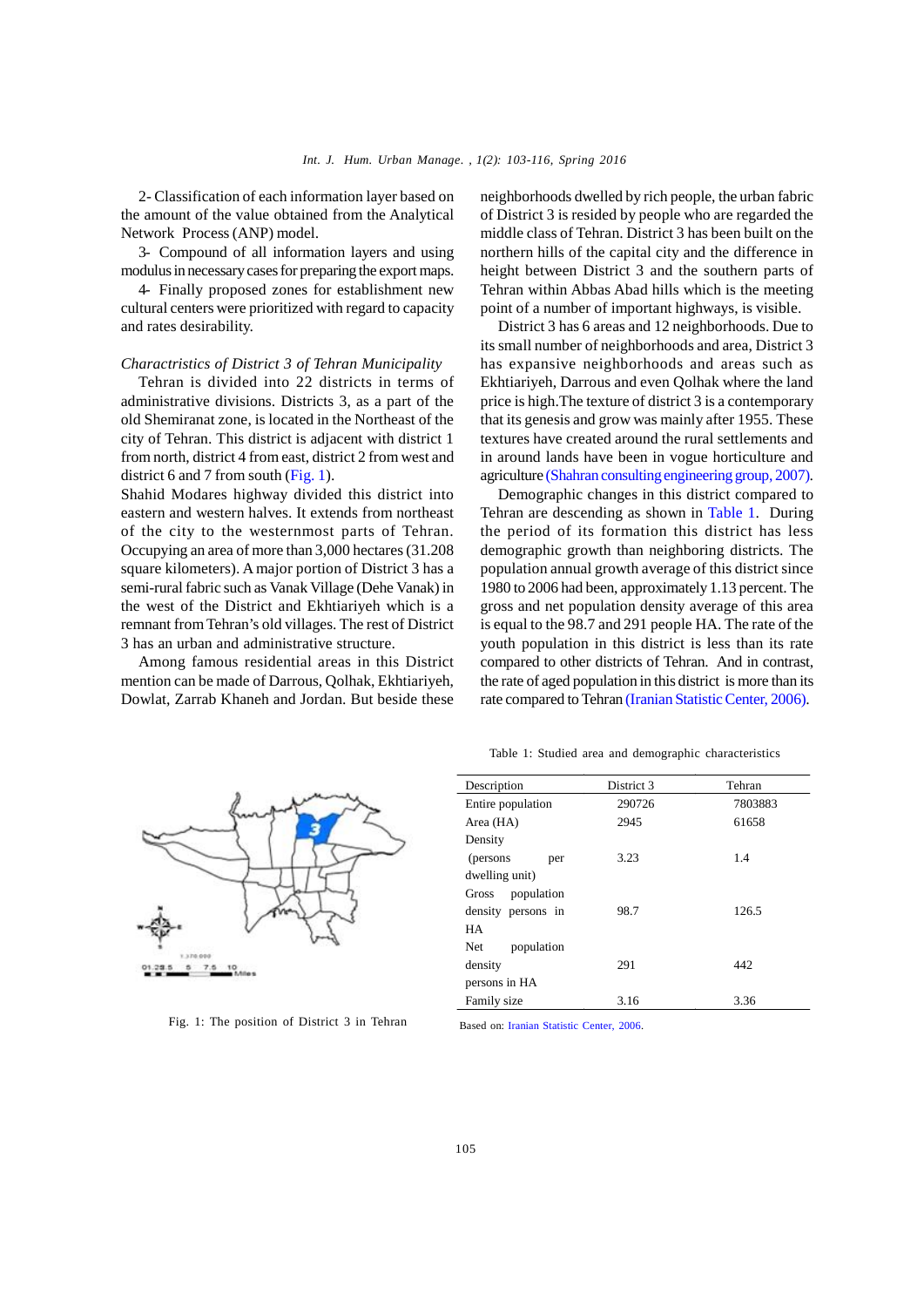2- Classification of each information layer based on the amount of the value obtained from the Analytical Network Process (ANP) model.

3- Compound of all information layers and using modulus in necessary cases for preparing the export maps.

4- Finally proposed zones for establishment new cultural centers were prioritized with regard to capacity and rates desirability.

*Charactristics of District 3 of Tehran Municipality*

Tehran is divided into 22 districts in terms of administrative divisions. Districts 3, as a part of the old Shemiranat zone, is located in the Northeast of the city of Tehran. This district is adjacent with district 1 from north, district 4 from east, district 2 from west and district 6 and 7 from south (Fig. 1).
Shahid Modares highway divided this district into eastern and western halves. It extends from northeast of the city to the westernmost parts of Tehran. Occupying an area of more than 3,000 hectares (31.208 square kilometers). A major portion of District 3 has a semi-rural fabric such as Vanak Village (Dehe Vanak) in the west of the District and Ekhtiariyeh which is a remnant from Tehran's old villages. The rest of District 3 has an urban and administrative structure.

Among famous residential areas in this District mention can be made of Darrous, Qolhak, Ekhtiariyeh, Dowlat, Zarrab Khaneh and Jordan. But beside these neighborhoods dwelled by rich people, the urban fabric of District 3 is resided by people who are regarded the middle class of Tehran. District 3 has been built on the northern hills of the capital city and the difference in height between District 3 and the southern parts of Tehran within Abbas Abad hills which is the meeting point of a number of important highways, is visible.

District 3 has 6 areas and 12 neighborhoods. Due to its small number of neighborhoods and area, District 3 has expansive neighborhoods and areas such as Ekhtiariyeh, Darrous and even Qolhak where the land price is high.The texture of district 3 is a contemporary that its genesis and grow was mainly after 1955. These textures have created around the rural settlements and in around lands have been in vogue horticulture and agriculture (Shahran consulting engineering group, 2007).

Demographic changes in this district compared to Tehran are descending as shown in Table 1. During the period of its formation this district has less demographic growth than neighboring districts. The population annual growth average of this district since 1980 to 2006 had been, approximately 1.13 percent. The gross and net population density average of this area is equal to the 98.7 and 291 people HA. The rate of the youth population in this district is less than its rate compared to other districts of Tehran. And in contrast, the rate of aged population in this district is more than its rate compared to Tehran (Iranian Statistic Center, 2006).

Fig. 1: The position of District 3 in Tehran

Table 1: Studied area and demographic characteristics

| Description | District 3 | Tehran |
|---|---|---|
| Entire population | 290726 | 7803883 |
| Area (HA) | 2945 | 61658 |
| Density (persons per dwelling unit) | 3.23 | 1.4 |
| Gross population density persons in HA | 98.7 | 126.5 |
| Net population density persons in HA | 291 | 442 |
| Family size | 3.16 | 3.36 |

Based on: Iranian Statistic Center, 2006.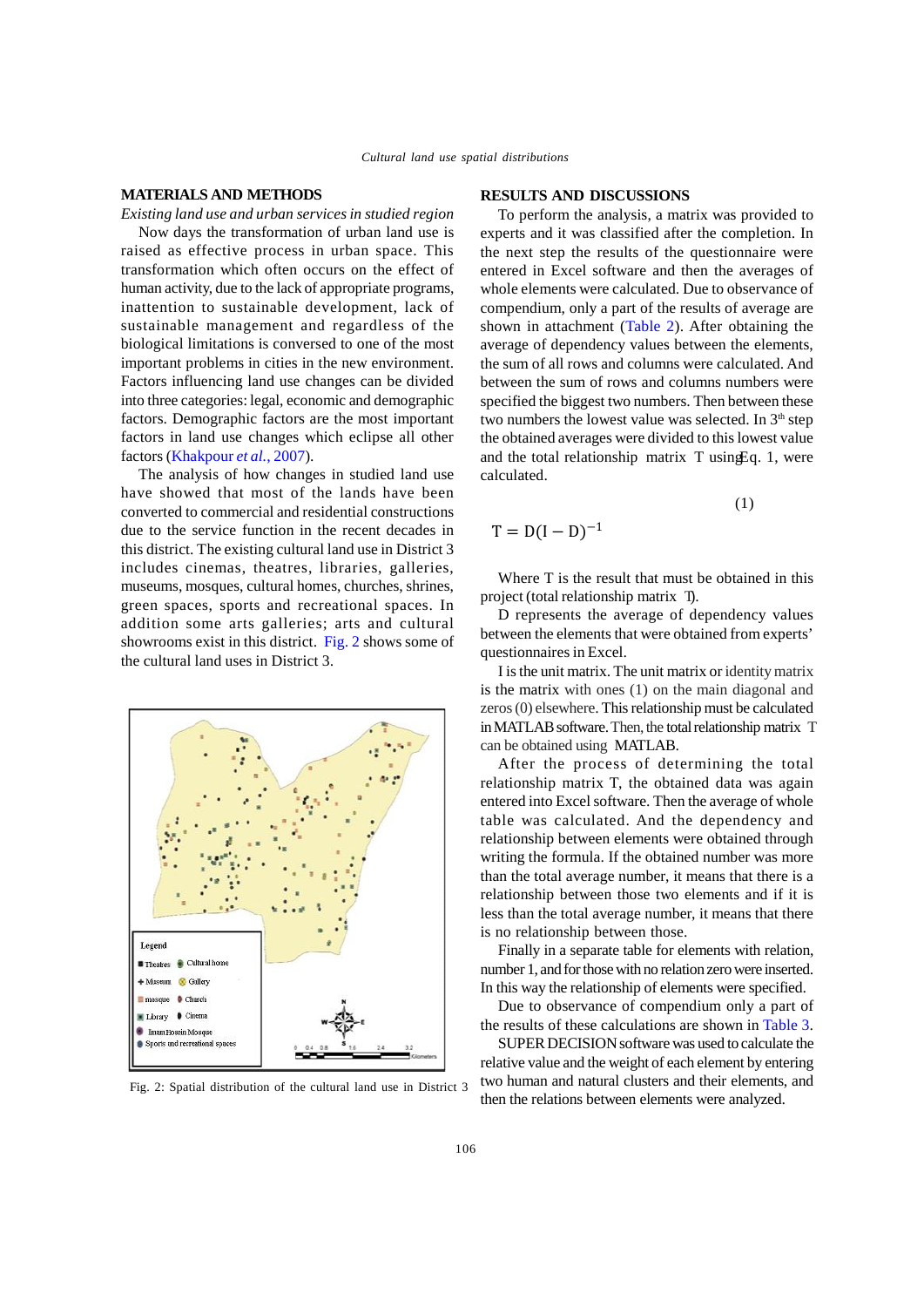## MATERIALS AND METHODS

*Existing land use and urban services in studied region*

Now days the transformation of urban land use is raised as effective process in urban space. This transformation which often occurs on the effect of human activity, due to the lack of appropriate programs, inattention to sustainable development, lack of sustainable management and regardless of the biological limitations is conversed to one of the most important problems in cities in the new environment. Factors influencing land use changes can be divided into three categories: legal, economic and demographic factors. Demographic factors are the most important factors in land use changes which eclipse all other factors (Khakpour *et al.*, 2007).

The analysis of how changes in studied land use have showed that most of the lands have been converted to commercial and residential constructions due to the service function in the recent decades in this district. The existing cultural land use in District 3 includes cinemas, theatres, libraries, galleries, museums, mosques, cultural homes, churches, shrines, green spaces, sports and recreational spaces. In addition some arts galleries; arts and cultural showrooms exist in this district. Fig. 2 shows some of the cultural land uses in District 3.

Fig. 2: Spatial distribution of the cultural land use in District 3

## RESULTS AND DISCUSSIONS

To perform the analysis, a matrix was provided to experts and it was classified after the completion. In the next step the results of the questionnaire were entered in Excel software and then the averages of whole elements were calculated. Due to observance of compendium, only a part of the results of average are shown in attachment (Table 2). After obtaining the average of dependency values between the elements, the sum of all rows and columns were calculated. And between the sum of rows and columns numbers were specified the biggest two numbers. Then between these two numbers the lowest value was selected. In 3[th] step the obtained averages were divided to this lowest value and the total relationship matrix T using Eq. 1, were calculated.

$$T = D(I - D)^{-1} \tag{1}$$

Where T is the result that must be obtained in this project (total relationship matrix T).

D represents the average of dependency values between the elements that were obtained from experts' questionnaires in Excel.

I is the unit matrix. The unit matrix or identity matrix is the matrix with ones (1) on the main diagonal and zeros (0) elsewhere. This relationship must be calculated in MATLAB software. Then, the total relationship matrix T can be obtained using MATLAB.

After the process of determining the total relationship matrix T, the obtained data was again entered into Excel software. Then the average of whole table was calculated. And the dependency and relationship between elements were obtained through writing the formula. If the obtained number was more than the total average number, it means that there is a relationship between those two elements and if it is less than the total average number, it means that there is no relationship between those.

Finally in a separate table for elements with relation, number 1, and for those with no relation zero were inserted. In this way the relationship of elements were specified.

Due to observance of compendium only a part of the results of these calculations are shown in Table 3.

SUPER DECISION software was used to calculate the relative value and the weight of each element by entering two human and natural clusters and their elements, and then the relations between elements were analyzed.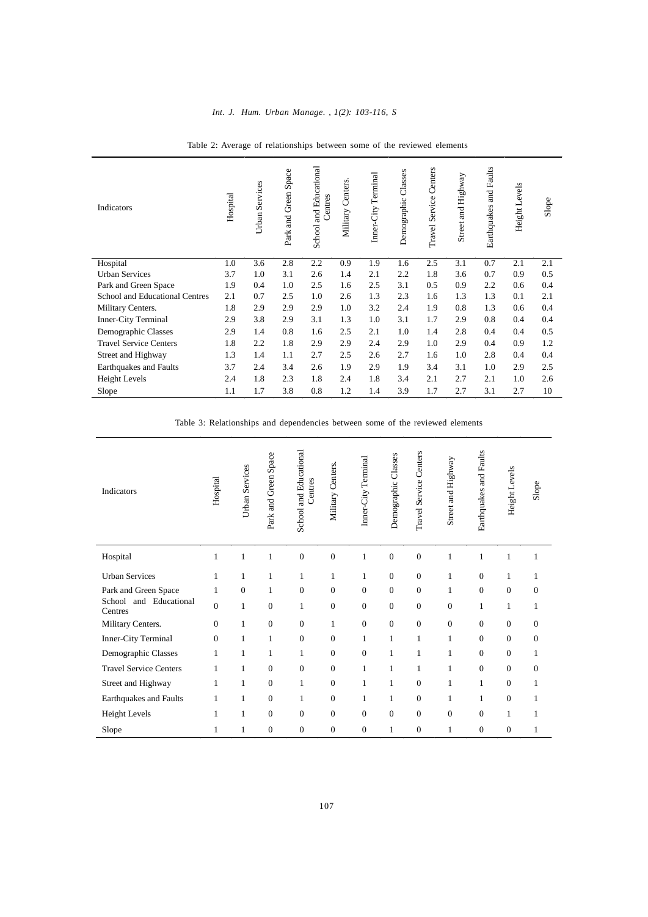Table 2: Average of relationships between some of the reviewed elements

| Indicators | Hospital | Urban Services | Park and Green Space | School and Educational Centres | Military Centers. | Inner-City Terminal | Demographic Classes | Travel Service Centers | Street and Highway | Earthquakes and Faults | Height Levels | Slope |
|---|---|---|---|---|---|---|---|---|---|---|---|---|
| Hospital | 1.0 | 3.6 | 2.8 | 2.2 | 0.9 | 1.9 | 1.6 | 2.5 | 3.1 | 0.7 | 2.1 | 2.1 |
| Urban Services | 3.7 | 1.0 | 3.1 | 2.6 | 1.4 | 2.1 | 2.2 | 1.8 | 3.6 | 0.7 | 0.9 | 0.5 |
| Park and Green Space | 1.9 | 0.4 | 1.0 | 2.5 | 1.6 | 2.5 | 3.1 | 0.5 | 0.9 | 2.2 | 0.6 | 0.4 |
| School and Educational Centres | 2.1 | 0.7 | 2.5 | 1.0 | 2.6 | 1.3 | 2.3 | 1.6 | 1.3 | 1.3 | 0.1 | 2.1 |
| Military Centers. | 1.8 | 2.9 | 2.9 | 2.9 | 1.0 | 3.2 | 2.4 | 1.9 | 0.8 | 1.3 | 0.6 | 0.4 |
| Inner-City Terminal | 2.9 | 3.8 | 2.9 | 3.1 | 1.3 | 1.0 | 3.1 | 1.7 | 2.9 | 0.8 | 0.4 | 0.4 |
| Demographic Classes | 2.9 | 1.4 | 0.8 | 1.6 | 2.5 | 2.1 | 1.0 | 1.4 | 2.8 | 0.4 | 0.4 | 0.5 |
| Travel Service Centers | 1.8 | 2.2 | 1.8 | 2.9 | 2.9 | 2.4 | 2.9 | 1.0 | 2.9 | 0.4 | 0.9 | 1.2 |
| Street and Highway | 1.3 | 1.4 | 1.1 | 2.7 | 2.5 | 2.6 | 2.7 | 1.6 | 1.0 | 2.8 | 0.4 | 0.4 |
| Earthquakes and Faults | 3.7 | 2.4 | 3.4 | 2.6 | 1.9 | 2.9 | 1.9 | 3.4 | 3.1 | 1.0 | 2.9 | 2.5 |
| Height Levels | 2.4 | 1.8 | 2.3 | 1.8 | 2.4 | 1.8 | 3.4 | 2.1 | 2.7 | 2.1 | 1.0 | 2.6 |
| Slope | 1.1 | 1.7 | 3.8 | 0.8 | 1.2 | 1.4 | 3.9 | 1.7 | 2.7 | 3.1 | 2.7 | 10 |

Table 3: Relationships and dependencies between some of the reviewed elements

| Indicators | Hospital | Urban Services | Park and Green Space | School and Educational Centres | Military Centers. | Inner-City Terminal | Demographic Classes | Travel Service Centers | Street and Highway | Earthquakes and Faults | Height Levels | Slope |
|---|---|---|---|---|---|---|---|---|---|---|---|---|
| Hospital | 1 | 1 | 1 | 0 | 0 | 1 | 0 | 0 | 1 | 1 | 1 | 1 |
| Urban Services | 1 | 1 | 1 | 1 | 1 | 1 | 0 | 0 | 1 | 0 | 1 | 1 |
| Park and Green Space | 1 | 0 | 1 | 0 | 0 | 0 | 0 | 0 | 1 | 0 | 0 | 0 |
| School and Educational Centres | 0 | 1 | 0 | 1 | 0 | 0 | 0 | 0 | 0 | 1 | 1 | 1 |
| Military Centers. | 0 | 1 | 0 | 0 | 1 | 0 | 0 | 0 | 0 | 0 | 0 | 0 |
| Inner-City Terminal | 0 | 1 | 1 | 0 | 0 | 1 | 1 | 1 | 1 | 0 | 0 | 0 |
| Demographic Classes | 1 | 1 | 1 | 1 | 0 | 0 | 1 | 1 | 1 | 0 | 0 | 1 |
| Travel Service Centers | 1 | 1 | 0 | 0 | 0 | 1 | 1 | 1 | 1 | 0 | 0 | 0 |
| Street and Highway | 1 | 1 | 0 | 1 | 0 | 1 | 1 | 0 | 1 | 1 | 0 | 1 |
| Earthquakes and Faults | 1 | 1 | 0 | 1 | 0 | 1 | 1 | 0 | 1 | 1 | 0 | 1 |
| Height Levels | 1 | 1 | 0 | 0 | 0 | 0 | 0 | 0 | 0 | 0 | 1 | 1 |
| Slope | 1 | 1 | 0 | 0 | 0 | 0 | 1 | 0 | 1 | 0 | 0 | 1 |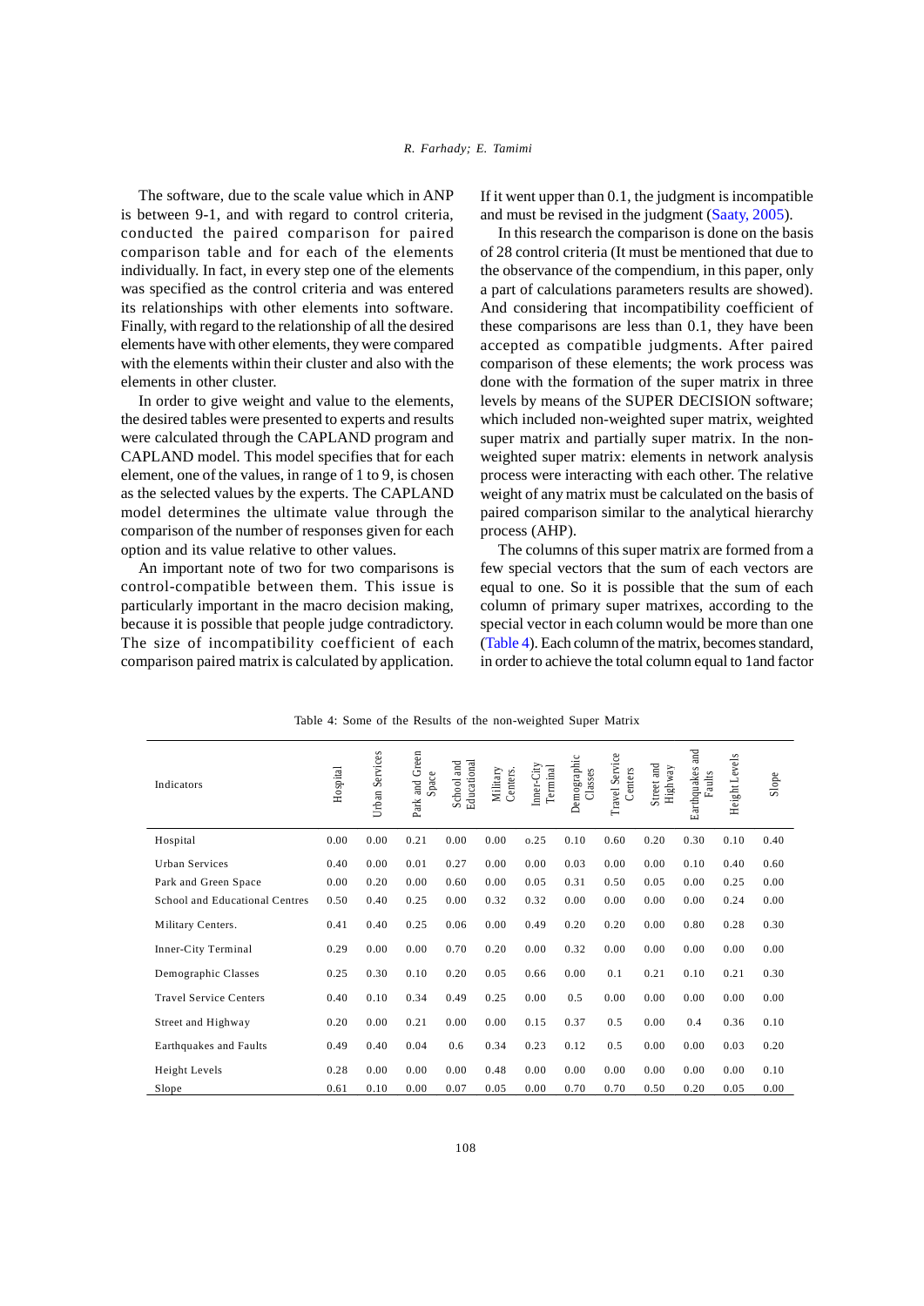The software, due to the scale value which in ANP is between 9-1, and with regard to control criteria, conducted the paired comparison for paired comparison table and for each of the elements individually. In fact, in every step one of the elements was specified as the control criteria and was entered its relationships with other elements into software. Finally, with regard to the relationship of all the desired elements have with other elements, they were compared with the elements within their cluster and also with the elements in other cluster.

In order to give weight and value to the elements, the desired tables were presented to experts and results were calculated through the CAPLAND program and CAPLAND model. This model specifies that for each element, one of the values, in range of 1 to 9, is chosen as the selected values by the experts. The CAPLAND model determines the ultimate value through the comparison of the number of responses given for each option and its value relative to other values.

An important note of two for two comparisons is control-compatible between them. This issue is particularly important in the macro decision making, because it is possible that people judge contradictory. The size of incompatibility coefficient of each comparison paired matrix is calculated by application. If it went upper than 0.1, the judgment is incompatible and must be revised in the judgment (Saaty, 2005).

In this research the comparison is done on the basis of 28 control criteria (It must be mentioned that due to the observance of the compendium, in this paper, only a part of calculations parameters results are showed). And considering that incompatibility coefficient of these comparisons are less than 0.1, they have been accepted as compatible judgments. After paired comparison of these elements; the work process was done with the formation of the super matrix in three levels by means of the SUPER DECISION software; which included non-weighted super matrix, weighted super matrix and partially super matrix. In the non-weighted super matrix: elements in network analysis process were interacting with each other. The relative weight of any matrix must be calculated on the basis of paired comparison similar to the analytical hierarchy process (AHP).

The columns of this super matrix are formed from a few special vectors that the sum of each vectors are equal to one. So it is possible that the sum of each column of primary super matrixes, according to the special vector in each column would be more than one (Table 4). Each column of the matrix, becomes standard, in order to achieve the total column equal to 1and factor

Table 4: Some of the Results of the non-weighted Super Matrix

| Indicators | Hospital | Urban Services | Park and Green Space | School and Educational | Military Centers. | Inner-City Terminal | Demographic Classes | Travel Service Centers | Street and Highway | Earthquakes and Faults | Height Levels | Slope |
|---|---|---|---|---|---|---|---|---|---|---|---|---|
| Hospital | 0.00 | 0.00 | 0.21 | 0.00 | 0.00 | o.25 | 0.10 | 0.60 | 0.20 | 0.30 | 0.10 | 0.40 |
| Urban Services | 0.40 | 0.00 | 0.01 | 0.27 | 0.00 | 0.00 | 0.03 | 0.00 | 0.00 | 0.10 | 0.40 | 0.60 |
| Park and Green Space | 0.00 | 0.20 | 0.00 | 0.60 | 0.00 | 0.05 | 0.31 | 0.50 | 0.05 | 0.00 | 0.25 | 0.00 |
| School and Educational Centres | 0.50 | 0.40 | 0.25 | 0.00 | 0.32 | 0.32 | 0.00 | 0.00 | 0.00 | 0.00 | 0.24 | 0.00 |
| Military Centers. | 0.41 | 0.40 | 0.25 | 0.06 | 0.00 | 0.49 | 0.20 | 0.20 | 0.00 | 0.80 | 0.28 | 0.30 |
| Inner-City Terminal | 0.29 | 0.00 | 0.00 | 0.70 | 0.20 | 0.00 | 0.32 | 0.00 | 0.00 | 0.00 | 0.00 | 0.00 |
| Demographic Classes | 0.25 | 0.30 | 0.10 | 0.20 | 0.05 | 0.66 | 0.00 | 0.1 | 0.21 | 0.10 | 0.21 | 0.30 |
| Travel Service Centers | 0.40 | 0.10 | 0.34 | 0.49 | 0.25 | 0.00 | 0.5 | 0.00 | 0.00 | 0.00 | 0.00 | 0.00 |
| Street and Highway | 0.20 | 0.00 | 0.21 | 0.00 | 0.00 | 0.15 | 0.37 | 0.5 | 0.00 | 0.4 | 0.36 | 0.10 |
| Earthquakes and Faults | 0.49 | 0.40 | 0.04 | 0.6 | 0.34 | 0.23 | 0.12 | 0.5 | 0.00 | 0.00 | 0.03 | 0.20 |
| Height Levels | 0.28 | 0.00 | 0.00 | 0.00 | 0.48 | 0.00 | 0.00 | 0.00 | 0.00 | 0.00 | 0.00 | 0.10 |
| Slope | 0.61 | 0.10 | 0.00 | 0.07 | 0.05 | 0.00 | 0.70 | 0.70 | 0.50 | 0.20 | 0.05 | 0.00 |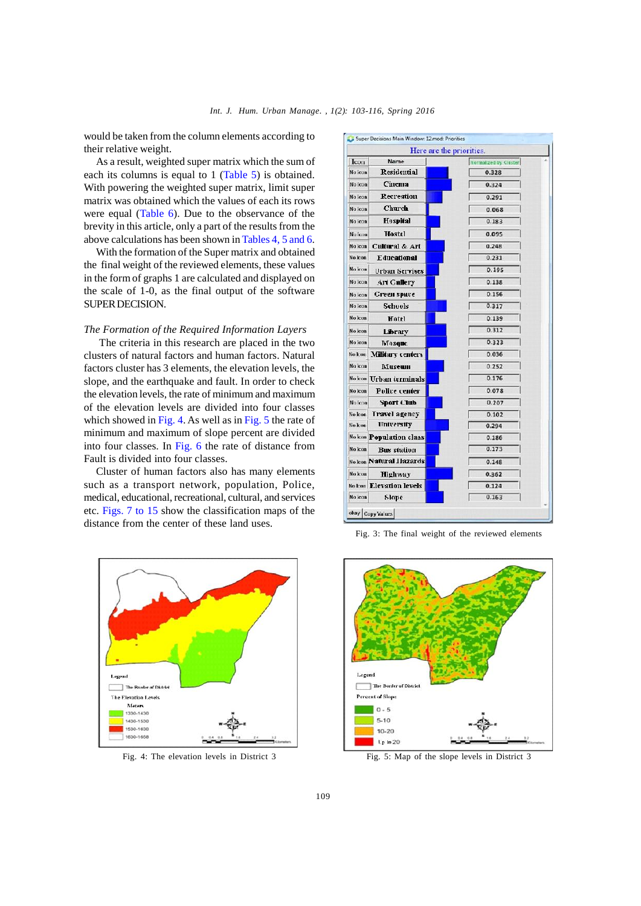would be taken from the column elements according to their relative weight.

As a result, weighted super matrix which the sum of each its columns is equal to 1 (Table 5) is obtained. With powering the weighted super matrix, limit super matrix was obtained which the values of each its rows were equal (Table 6). Due to the observance of the brevity in this article, only a part of the results from the above calculations has been shown in Tables 4, 5 and 6.

With the formation of the Super matrix and obtained the final weight of the reviewed elements, these values in the form of graphs 1 are calculated and displayed on the scale of 1-0, as the final output of the software SUPER DECISION.

*The Formation of the Required Information Layers*

The criteria in this research are placed in the two clusters of natural factors and human factors. Natural factors cluster has 3 elements, the elevation levels, the slope, and the earthquake and fault. In order to check the elevation levels, the rate of minimum and maximum of the elevation levels are divided into four classes which showed in Fig. 4. As well as in Fig. 5 the rate of minimum and maximum of slope percent are divided into four classes. In Fig. 6 the rate of distance from Fault is divided into four classes.

Cluster of human factors also has many elements such as a transport network, population, Police, medical, educational, recreational, cultural, and services etc. Figs. 7 to 15 show the classification maps of the distance from the center of these land uses.

| Icon | Name | Normalized by Cluster |
|---|---|---|
| No Icon | Residential | 0.328 |
| No Icon | Cinema | 0.324 |
| No Icon | Recreation | 0.291 |
| No Icon | Church | 0.068 |
| No Icon | Hospital | 0.183 |
| No Icon | Hostel | 0.095 |
| No Icon | Cultural & Art | 0.248 |
| No Icon | Educational | 0.231 |
| No Icon | Urban Servises | 0.195 |
| No Icon | Art Gallery | 0.138 |
| No Icon | Green space | 0.156 |
| No Icon | Schools | 0.317 |
| No Icon | Hotel | 0.139 |
| No Icon | Library | 0.312 |
| No Icon | Mosque | 0.323 |
| No Icon | Military centers | 0.036 |
| No Icon | Museum | 0.252 |
| No Icon | Urban terminals | 0.176 |
| No Icon | Police center | 0.078 |
| No Icon | Sport Club | 0.207 |
| No Icon | Travel agency | 0.102 |
| No Icon | University | 0.294 |
| No Icon | Population class | 0.186 |
| No Icon | Bus station | 0.173 |
| No Icon | Natural Hazards | 0.148 |
| No Icon | Highway | 0.362 |
| No Icon | Elevation levels | 0.124 |
| No Icon | Slope | 0.163 |

Fig. 3: The final weight of the reviewed elements

Fig. 4: The elevation levels in District 3

Fig. 5: Map of the slope levels in District 3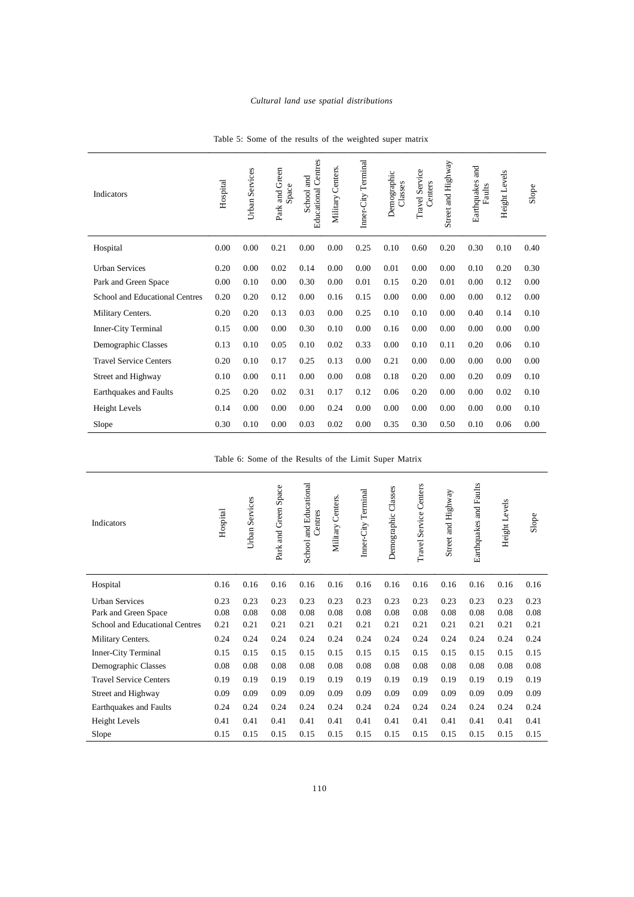Table 5: Some of the results of the weighted super matrix

| Indicators | Hospital | Urban Services | Park and Green Space | School and Educational Centres | Military Centers. | Inner-City Terminal | Demographic Classes | Travel Service Centers | Street and Highway | Earthquakes and Faults | Height Levels | Slope |
|---|---|---|---|---|---|---|---|---|---|---|---|---|
| Hospital | 0.00 | 0.00 | 0.21 | 0.00 | 0.00 | 0.25 | 0.10 | 0.60 | 0.20 | 0.30 | 0.10 | 0.40 |
| Urban Services | 0.20 | 0.00 | 0.02 | 0.14 | 0.00 | 0.00 | 0.01 | 0.00 | 0.00 | 0.10 | 0.20 | 0.30 |
| Park and Green Space | 0.00 | 0.10 | 0.00 | 0.30 | 0.00 | 0.01 | 0.15 | 0.20 | 0.01 | 0.00 | 0.12 | 0.00 |
| School and Educational Centres | 0.20 | 0.20 | 0.12 | 0.00 | 0.16 | 0.15 | 0.00 | 0.00 | 0.00 | 0.00 | 0.12 | 0.00 |
| Military Centers. | 0.20 | 0.20 | 0.13 | 0.03 | 0.00 | 0.25 | 0.10 | 0.10 | 0.00 | 0.40 | 0.14 | 0.10 |
| Inner-City Terminal | 0.15 | 0.00 | 0.00 | 0.30 | 0.10 | 0.00 | 0.16 | 0.00 | 0.00 | 0.00 | 0.00 | 0.00 |
| Demographic Classes | 0.13 | 0.10 | 0.05 | 0.10 | 0.02 | 0.33 | 0.00 | 0.10 | 0.11 | 0.20 | 0.06 | 0.10 |
| Travel Service Centers | 0.20 | 0.10 | 0.17 | 0.25 | 0.13 | 0.00 | 0.21 | 0.00 | 0.00 | 0.00 | 0.00 | 0.00 |
| Street and Highway | 0.10 | 0.00 | 0.11 | 0.00 | 0.00 | 0.08 | 0.18 | 0.20 | 0.00 | 0.20 | 0.09 | 0.10 |
| Earthquakes and Faults | 0.25 | 0.20 | 0.02 | 0.31 | 0.17 | 0.12 | 0.06 | 0.20 | 0.00 | 0.00 | 0.02 | 0.10 |
| Height Levels | 0.14 | 0.00 | 0.00 | 0.00 | 0.24 | 0.00 | 0.00 | 0.00 | 0.00 | 0.00 | 0.00 | 0.10 |
| Slope | 0.30 | 0.10 | 0.00 | 0.03 | 0.02 | 0.00 | 0.35 | 0.30 | 0.50 | 0.10 | 0.06 | 0.00 |

Table 6: Some of the Results of the Limit Super Matrix

| Indicators | Hospital | Urban Services | Park and Green Space | School and Educational Centres | Military Centers. | Inner-City Terminal | Demographic Classes | Travel Service Centers | Street and Highway | Earthquakes and Faults | Height Levels | Slope |
|---|---|---|---|---|---|---|---|---|---|---|---|---|
| Hospital | 0.16 | 0.16 | 0.16 | 0.16 | 0.16 | 0.16 | 0.16 | 0.16 | 0.16 | 0.16 | 0.16 | 0.16 |
| Urban Services | 0.23 | 0.23 | 0.23 | 0.23 | 0.23 | 0.23 | 0.23 | 0.23 | 0.23 | 0.23 | 0.23 | 0.23 |
| Park and Green Space | 0.08 | 0.08 | 0.08 | 0.08 | 0.08 | 0.08 | 0.08 | 0.08 | 0.08 | 0.08 | 0.08 | 0.08 |
| School and Educational Centres | 0.21 | 0.21 | 0.21 | 0.21 | 0.21 | 0.21 | 0.21 | 0.21 | 0.21 | 0.21 | 0.21 | 0.21 |
| Military Centers. | 0.24 | 0.24 | 0.24 | 0.24 | 0.24 | 0.24 | 0.24 | 0.24 | 0.24 | 0.24 | 0.24 | 0.24 |
| Inner-City Terminal | 0.15 | 0.15 | 0.15 | 0.15 | 0.15 | 0.15 | 0.15 | 0.15 | 0.15 | 0.15 | 0.15 | 0.15 |
| Demographic Classes | 0.08 | 0.08 | 0.08 | 0.08 | 0.08 | 0.08 | 0.08 | 0.08 | 0.08 | 0.08 | 0.08 | 0.08 |
| Travel Service Centers | 0.19 | 0.19 | 0.19 | 0.19 | 0.19 | 0.19 | 0.19 | 0.19 | 0.19 | 0.19 | 0.19 | 0.19 |
| Street and Highway | 0.09 | 0.09 | 0.09 | 0.09 | 0.09 | 0.09 | 0.09 | 0.09 | 0.09 | 0.09 | 0.09 | 0.09 |
| Earthquakes and Faults | 0.24 | 0.24 | 0.24 | 0.24 | 0.24 | 0.24 | 0.24 | 0.24 | 0.24 | 0.24 | 0.24 | 0.24 |
| Height Levels | 0.41 | 0.41 | 0.41 | 0.41 | 0.41 | 0.41 | 0.41 | 0.41 | 0.41 | 0.41 | 0.41 | 0.41 |
| Slope | 0.15 | 0.15 | 0.15 | 0.15 | 0.15 | 0.15 | 0.15 | 0.15 | 0.15 | 0.15 | 0.15 | 0.15 |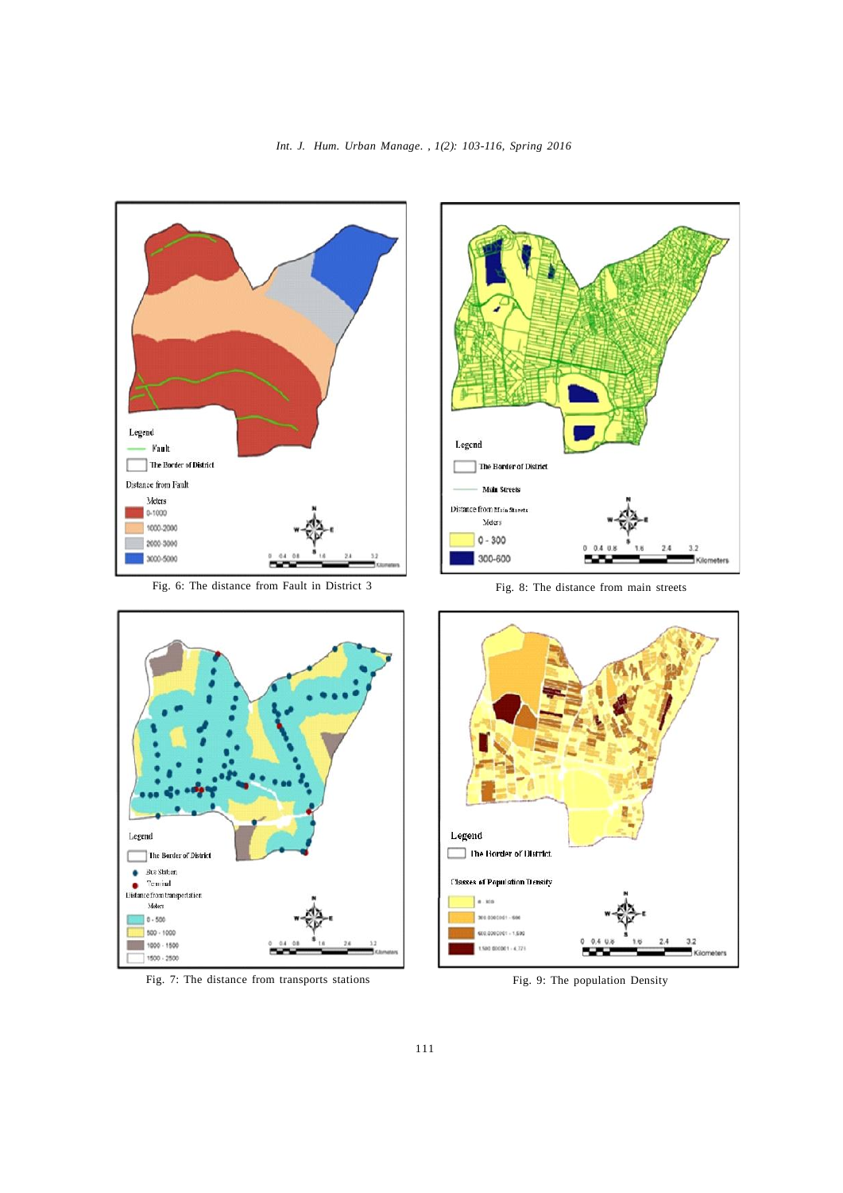Fig. 6: The distance from Fault in District 3

Fig. 8: The distance from main streets

Fig. 7: The distance from transports stations

Fig. 9: The population Density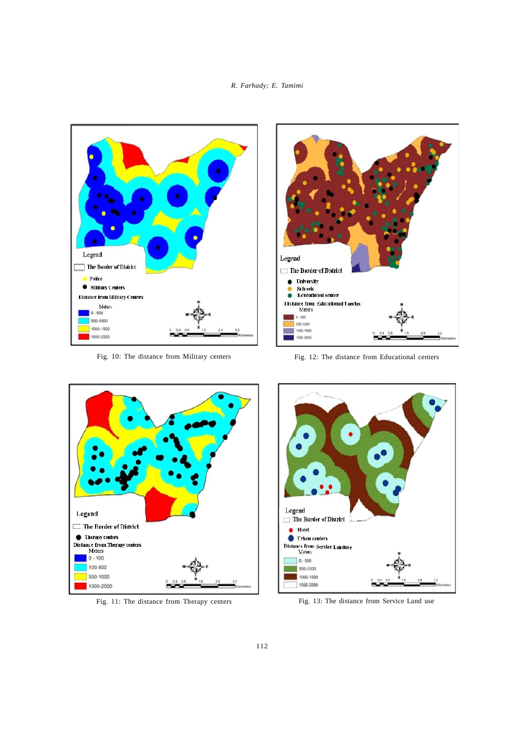Fig. 10: The distance from Military centers

Fig. 12: The distance from Educational centers

Fig. 11: The distance from Therapy centers

Fig. 13: The distance from Service Land use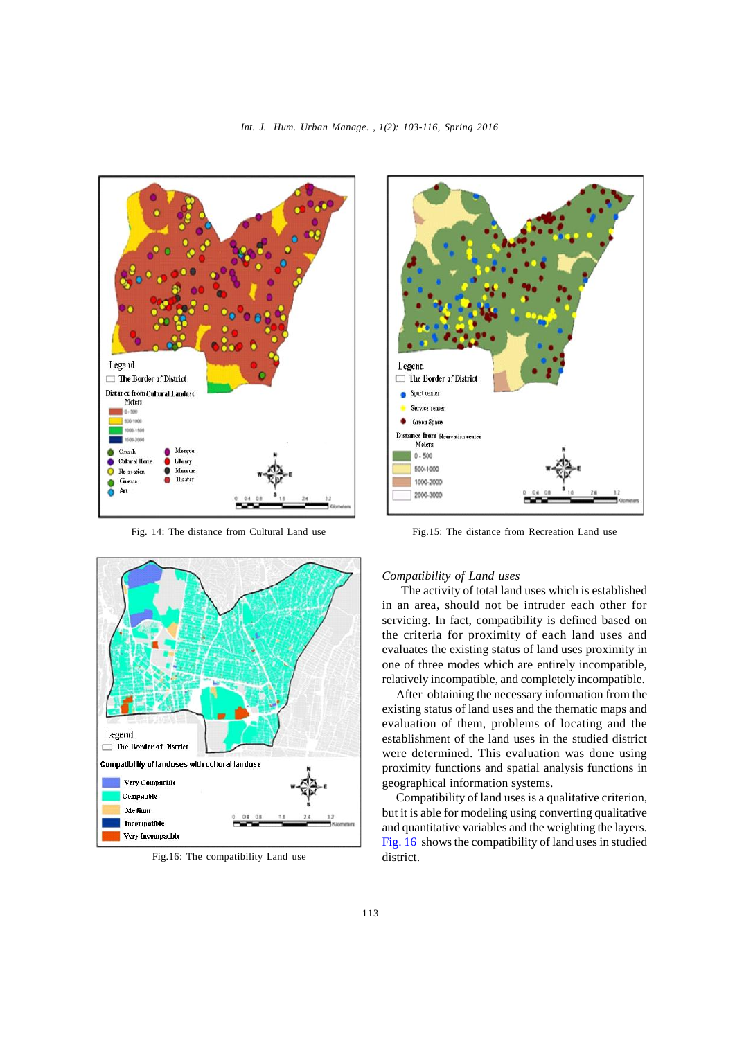Fig. 14: The distance from Cultural Land use

Fig.15: The distance from Recreation Land use

Fig.16: The compatibility Land use

*Compatibility of Land uses*

The activity of total land uses which is established in an area, should not be intruder each other for servicing. In fact, compatibility is defined based on the criteria for proximity of each land uses and evaluates the existing status of land uses proximity in one of three modes which are entirely incompatible, relatively incompatible, and completely incompatible.

After obtaining the necessary information from the existing status of land uses and the thematic maps and evaluation of them, problems of locating and the establishment of the land uses in the studied district were determined. This evaluation was done using proximity functions and spatial analysis functions in geographical information systems.

Compatibility of land uses is a qualitative criterion, but it is able for modeling using converting qualitative and quantitative variables and the weighting the layers. Fig. 16 shows the compatibility of land uses in studied district.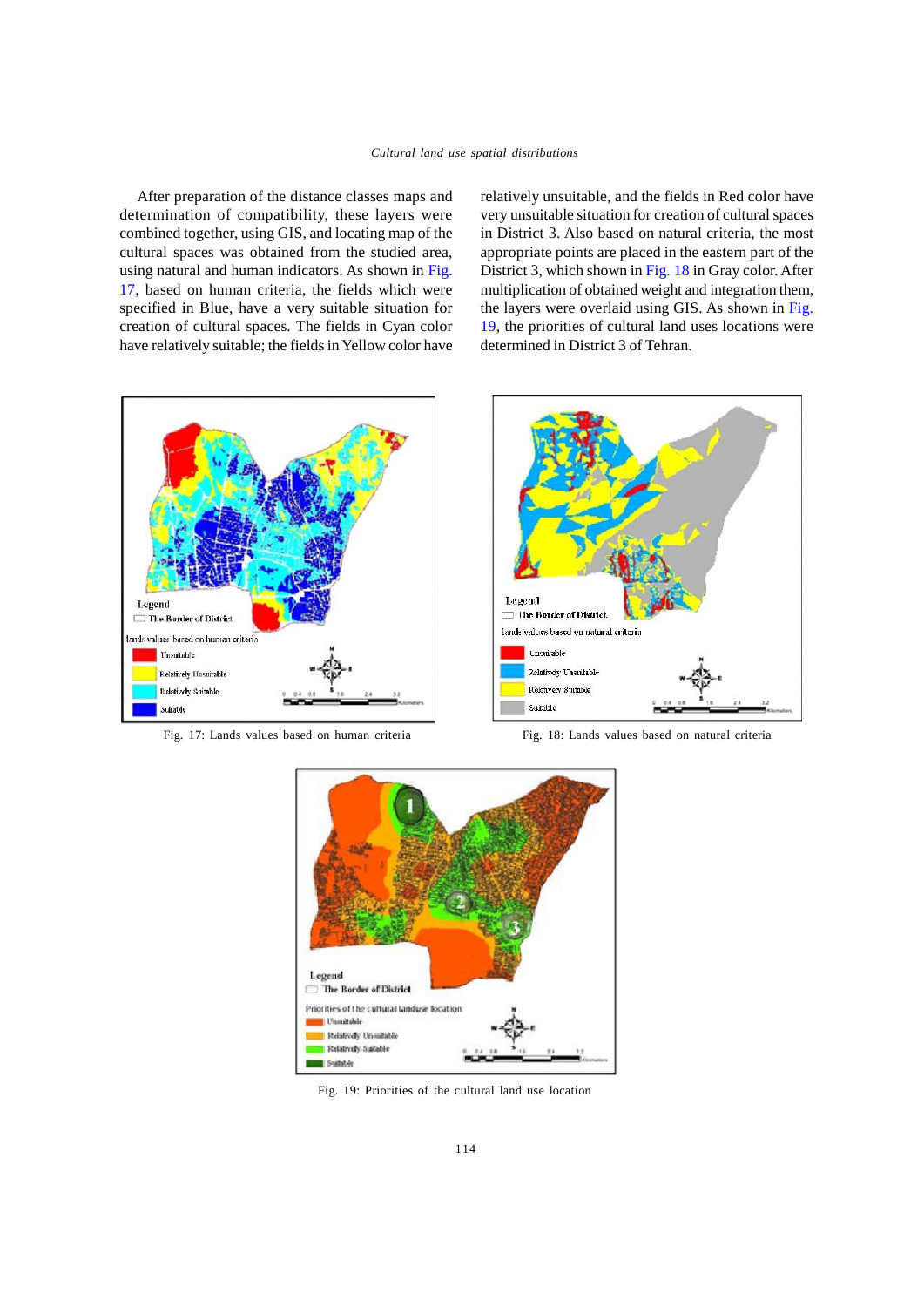After preparation of the distance classes maps and determination of compatibility, these layers were combined together, using GIS, and locating map of the cultural spaces was obtained from the studied area, using natural and human indicators. As shown in Fig. 17, based on human criteria, the fields which were specified in Blue, have a very suitable situation for creation of cultural spaces. The fields in Cyan color have relatively suitable; the fields in Yellow color have relatively unsuitable, and the fields in Red color have very unsuitable situation for creation of cultural spaces in District 3. Also based on natural criteria, the most appropriate points are placed in the eastern part of the District 3, which shown in Fig. 18 in Gray color. After multiplication of obtained weight and integration them, the layers were overlaid using GIS. As shown in Fig. 19, the priorities of cultural land uses locations were determined in District 3 of Tehran.

Fig. 17: Lands values based on human criteria

Fig. 18: Lands values based on natural criteria

Fig. 19: Priorities of the cultural land use location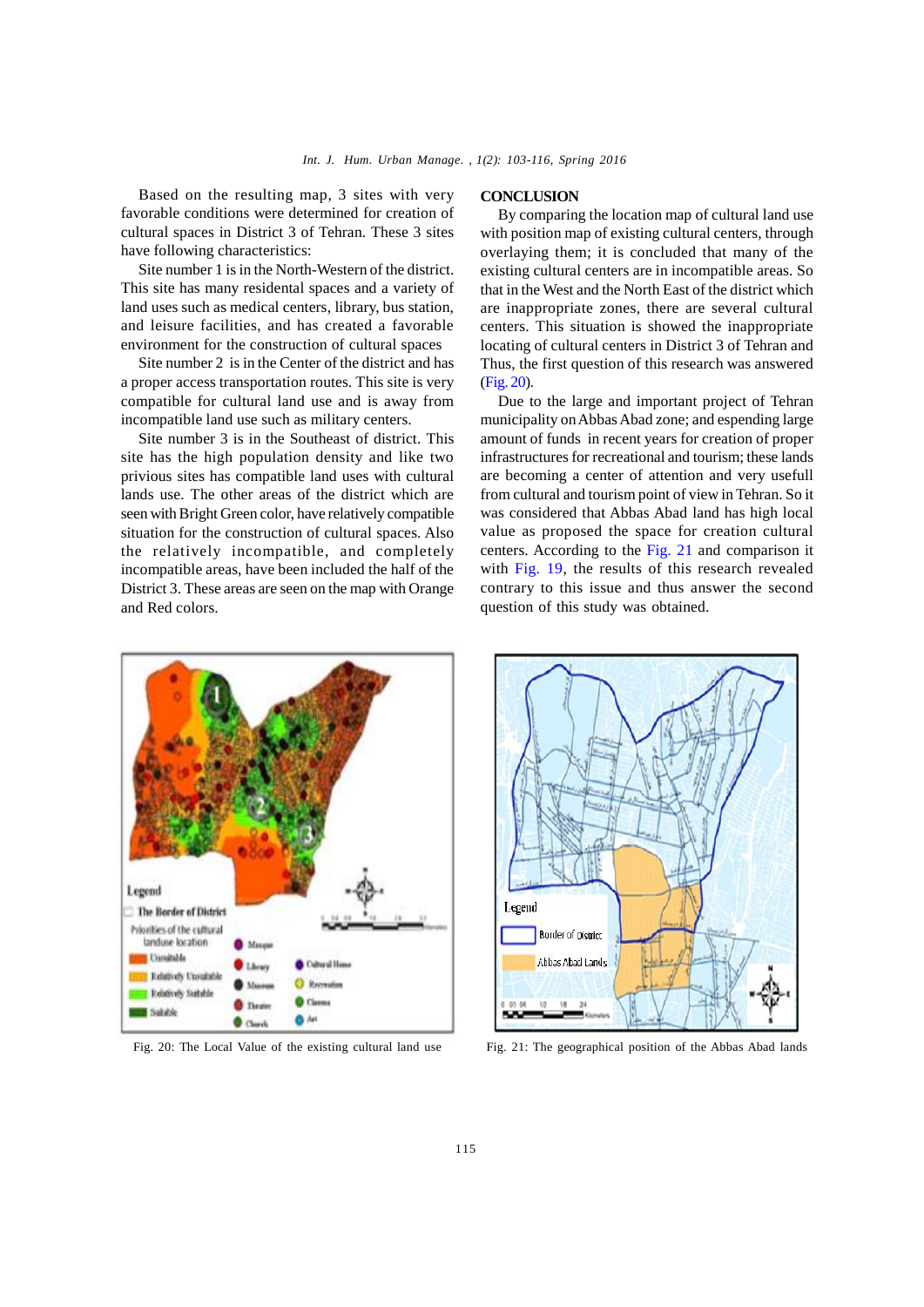Based on the resulting map, 3 sites with very favorable conditions were determined for creation of cultural spaces in District 3 of Tehran. These 3 sites have following characteristics:

Site number 1 is in the North-Western of the district. This site has many residental spaces and a variety of land uses such as medical centers, library, bus station, and leisure facilities, and has created a favorable environment for the construction of cultural spaces

Site number 2 is in the Center of the district and has a proper access transportation routes. This site is very compatible for cultural land use and is away from incompatible land use such as military centers.

Site number 3 is in the Southeast of district. This site has the high population density and like two privious sites has compatible land uses with cultural lands use. The other areas of the district which are seen with Bright Green color, have relatively compatible situation for the construction of cultural spaces. Also the relatively incompatible, and completely incompatible areas, have been included the half of the District 3. These areas are seen on the map with Orange and Red colors.

## CONCLUSION

By comparing the location map of cultural land use with position map of existing cultural centers, through overlaying them; it is concluded that many of the existing cultural centers are in incompatible areas. So that in the West and the North East of the district which are inappropriate zones, there are several cultural centers. This situation is showed the inappropriate locating of cultural centers in District 3 of Tehran and Thus, the first question of this research was answered (Fig. 20).

Due to the large and important project of Tehran municipality on Abbas Abad zone; and espending large amount of funds in recent years for creation of proper infrastructures for recreational and tourism; these lands are becoming a center of attention and very usefull from cultural and tourism point of view in Tehran. So it was considered that Abbas Abad land has high local value as proposed the space for creation cultural centers. According to the Fig. 21 and comparison it with Fig. 19, the results of this research revealed contrary to this issue and thus answer the second question of this study was obtained.

Fig. 20: The Local Value of the existing cultural land use

Fig. 21: The geographical position of the Abbas Abad lands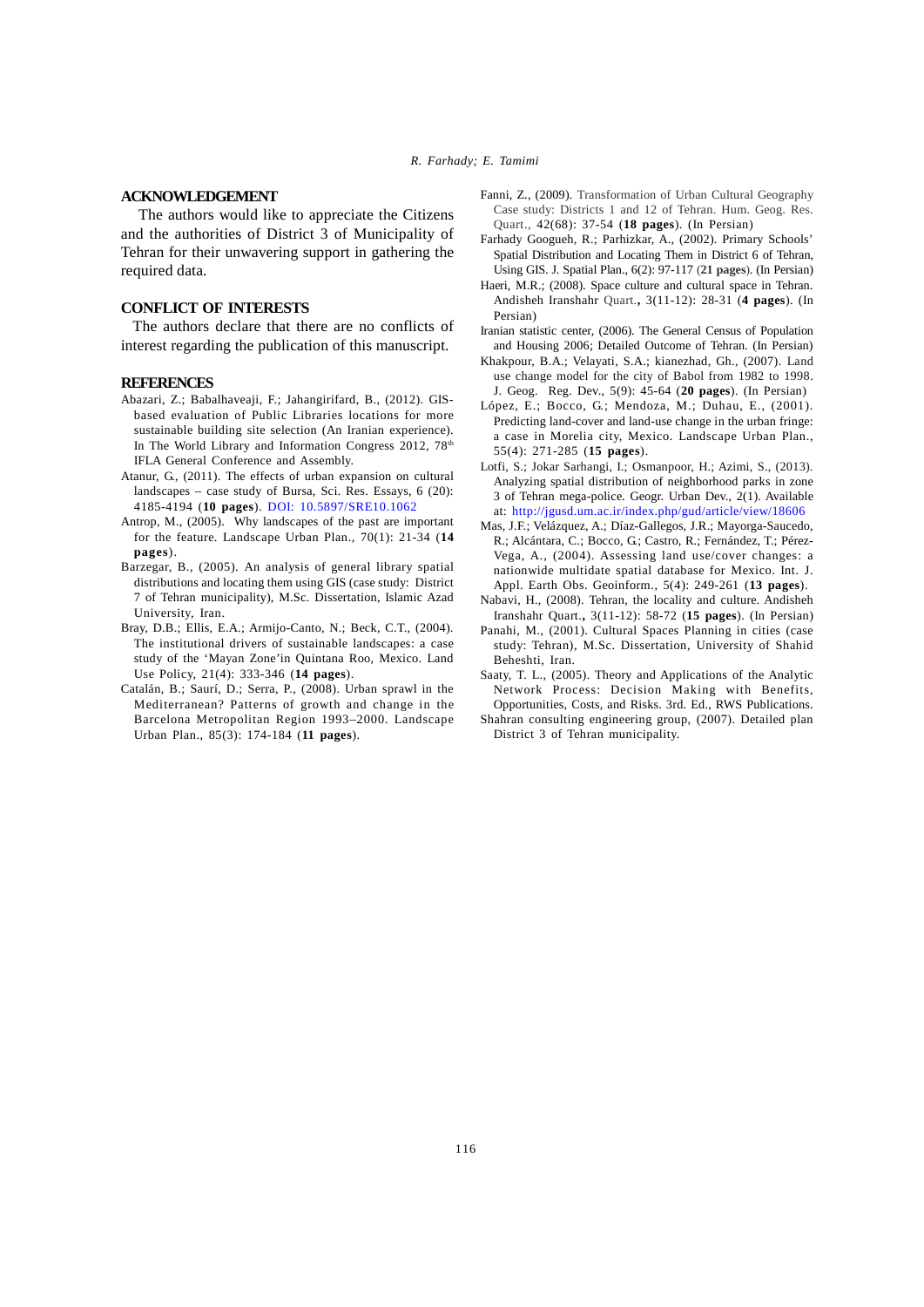## ACKNOWLEDGEMENT

The authors would like to appreciate the Citizens and the authorities of District 3 of Municipality of Tehran for their unwavering support in gathering the required data.

## CONFLICT OF INTERESTS

The authors declare that there are no conflicts of interest regarding the publication of this manuscript.

## REFERENCES

Abazari, Z.; Babalhaveaji, F.; Jahangirifard, B., (2012). GIS-based evaluation of Public Libraries locations for more sustainable building site selection (An Iranian experience). In The World Library and Information Congress 2012, 78th IFLA General Conference and Assembly.

Atanur, G., (2011). The effects of urban expansion on cultural landscapes – case study of Bursa, Sci. Res. Essays, 6 (20): 4185-4194 (**10 pages**). DOI: 10.5897/SRE10.1062

Antrop, M., (2005). Why landscapes of the past are important for the feature. Landscape Urban Plan., 70(1): 21-34 (**14 pages**).

Barzegar, B., (2005). An analysis of general library spatial distributions and locating them using GIS (case study: District 7 of Tehran municipality), M.Sc. Dissertation, Islamic Azad University, Iran.

Bray, D.B.; Ellis, E.A.; Armijo-Canto, N.; Beck, C.T., (2004). The institutional drivers of sustainable landscapes: a case study of the 'Mayan Zone'in Quintana Roo, Mexico. Land Use Policy, 21(4): 333-346 (**14 pages**).

Catalán, B.; Saurí, D.; Serra, P., (2008). Urban sprawl in the Mediterranean? Patterns of growth and change in the Barcelona Metropolitan Region 1993–2000. Landscape Urban Plan., 85(3): 174-184 (**11 pages**).

Fanni, Z., (2009). Transformation of Urban Cultural Geography Case study: Districts 1 and 12 of Tehran. Hum. Geog. Res. Quart., 42(68): 37-54 (**18 pages**). (In Persian)

Farhady Googueh, R.; Parhizkar, A., (2002). Primary Schools' Spatial Distribution and Locating Them in District 6 of Tehran, Using GIS. J. Spatial Plan., 6(2): 97-117 (**21 pages**). (In Persian)

Haeri, M.R.; (2008). Space culture and cultural space in Tehran. Andisheh Iranshahr Quart., 3(11-12): 28-31 (**4 pages**). (In Persian)

Iranian statistic center, (2006). The General Census of Population and Housing 2006; Detailed Outcome of Tehran. (In Persian)

Khakpour, B.A.; Velayati, S.A.; kianezhad, Gh., (2007). Land use change model for the city of Babol from 1982 to 1998. J. Geog. Reg. Dev., 5(9): 45-64 (**20 pages**). (In Persian)

López, E.; Bocco, G.; Mendoza, M.; Duhau, E., (2001). Predicting land-cover and land-use change in the urban fringe: a case in Morelia city, Mexico. Landscape Urban Plan., 55(4): 271-285 (**15 pages**).

Lotfi, S.; Jokar Sarhangi, I.; Osmanpoor, H.; Azimi, S., (2013). Analyzing spatial distribution of neighborhood parks in zone 3 of Tehran mega-police. Geogr. Urban Dev., 2(1). Available at: http://jgusd.um.ac.ir/index.php/gud/article/view/18606

Mas, J.F.; Velázquez, A.; Díaz-Gallegos, J.R.; Mayorga-Saucedo, R.; Alcántara, C.; Bocco, G.; Castro, R.; Fernández, T.; Pérez-Vega, A., (2004). Assessing land use/cover changes: a nationwide multidate spatial database for Mexico. Int. J. Appl. Earth Obs. Geoinform., 5(4): 249-261 (**13 pages**).

Nabavi, H., (2008). Tehran, the locality and culture. Andisheh Iranshahr Quart., 3(11-12): 58-72 (**15 pages**). (In Persian)

Panahi, M., (2001). Cultural Spaces Planning in cities (case study: Tehran), M.Sc. Dissertation, University of Shahid Beheshti, Iran.

Saaty, T. L., (2005). Theory and Applications of the Analytic Network Process: Decision Making with Benefits, Opportunities, Costs, and Risks. 3rd. Ed., RWS Publications.

Shahran consulting engineering group, (2007). Detailed plan District 3 of Tehran municipality.